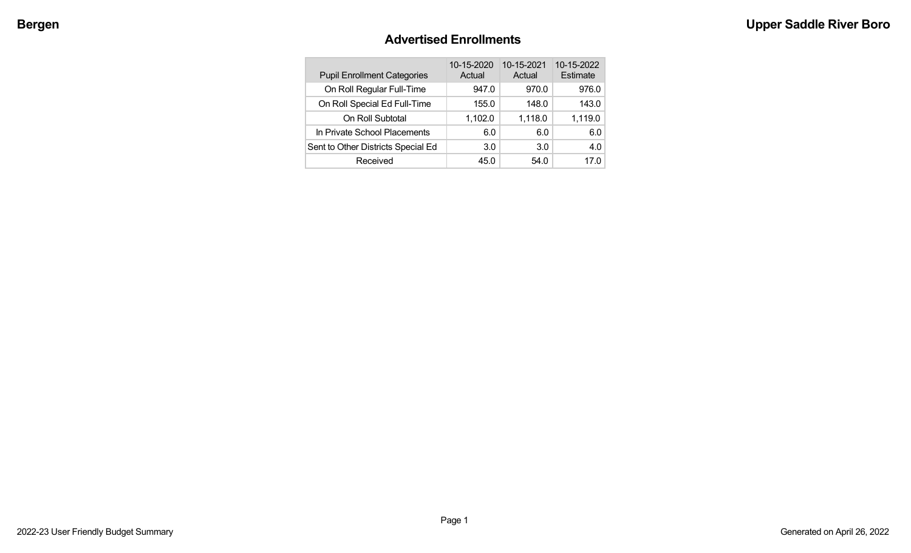# Advertised Enrollments

| Pupil Enrollment Categories | 10-15-2020 Actual | 10-15-2021 Actual | 10-15-2022 Estimate |
|---|---|---|---|
| On Roll Regular Full-Time | 947.0 | 970.0 | 976.0 |
| On Roll Special Ed Full-Time | 155.0 | 148.0 | 143.0 |
| On Roll Subtotal | 1,102.0 | 1,118.0 | 1,119.0 |
| In Private School Placements | 6.0 | 6.0 | 6.0 |
| Sent to Other Districts Special Ed | 3.0 | 3.0 | 4.0 |
| Received | 45.0 | 54.0 | 17.0 |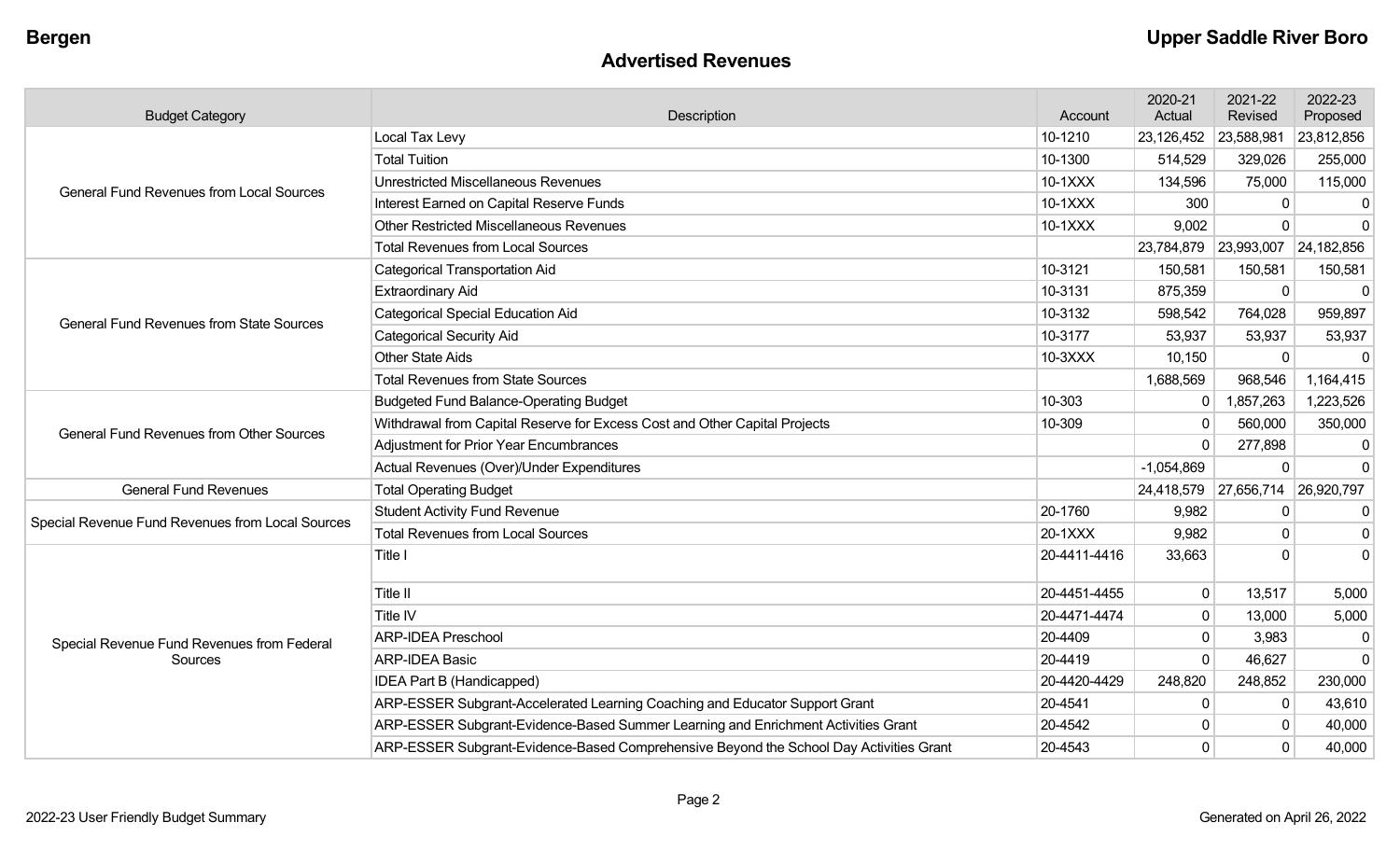## Advertised Revenues

| Budget Category | Description | Account | 2020-21 Actual | 2021-22 Revised | 2022-23 Proposed |
|---|---|---|---|---|---|
| General Fund Revenues from Local Sources | Local Tax Levy | 10-1210 | 23,126,452 | 23,588,981 | 23,812,856 |
| | Total Tuition | 10-1300 | 514,529 | 329,026 | 255,000 |
| | Unrestricted Miscellaneous Revenues | 10-1XXX | 134,596 | 75,000 | 115,000 |
| | Interest Earned on Capital Reserve Funds | 10-1XXX | 300 | 0 | 0 |
| | Other Restricted Miscellaneous Revenues | 10-1XXX | 9,002 | 0 | 0 |
| | Total Revenues from Local Sources | | 23,784,879 | 23,993,007 | 24,182,856 |
| General Fund Revenues from State Sources | Categorical Transportation Aid | 10-3121 | 150,581 | 150,581 | 150,581 |
| | Extraordinary Aid | 10-3131 | 875,359 | 0 | 0 |
| | Categorical Special Education Aid | 10-3132 | 598,542 | 764,028 | 959,897 |
| | Categorical Security Aid | 10-3177 | 53,937 | 53,937 | 53,937 |
| | Other State Aids | 10-3XXX | 10,150 | 0 | 0 |
| | Total Revenues from State Sources | | 1,688,569 | 968,546 | 1,164,415 |
| General Fund Revenues from Other Sources | Budgeted Fund Balance-Operating Budget | 10-303 | 0 | 1,857,263 | 1,223,526 |
| | Withdrawal from Capital Reserve for Excess Cost and Other Capital Projects | 10-309 | 0 | 560,000 | 350,000 |
| | Adjustment for Prior Year Encumbrances | | 0 | 277,898 | 0 |
| | Actual Revenues (Over)/Under Expenditures | | -1,054,869 | 0 | 0 |
| General Fund Revenues | Total Operating Budget | | 24,418,579 | 27,656,714 | 26,920,797 |
| Special Revenue Fund Revenues from Local Sources | Student Activity Fund Revenue | 20-1760 | 9,982 | 0 | 0 |
| | Total Revenues from Local Sources | 20-1XXX | 9,982 | 0 | 0 |
| Special Revenue Fund Revenues from Federal Sources | Title I | 20-4411-4416 | 33,663 | 0 | 0 |
| | Title II | 20-4451-4455 | 0 | 13,517 | 5,000 |
| | Title IV | 20-4471-4474 | 0 | 13,000 | 5,000 |
| | ARP-IDEA Preschool | 20-4409 | 0 | 3,983 | 0 |
| | ARP-IDEA Basic | 20-4419 | 0 | 46,627 | 0 |
| | IDEA Part B (Handicapped) | 20-4420-4429 | 248,820 | 248,852 | 230,000 |
| | ARP-ESSER Subgrant-Accelerated Learning Coaching and Educator Support Grant | 20-4541 | 0 | 0 | 43,610 |
| | ARP-ESSER Subgrant-Evidence-Based Summer Learning and Enrichment Activities Grant | 20-4542 | 0 | 0 | 40,000 |
| | ARP-ESSER Subgrant-Evidence-Based Comprehensive Beyond the School Day Activities Grant | 20-4543 | 0 | 0 | 40,000 |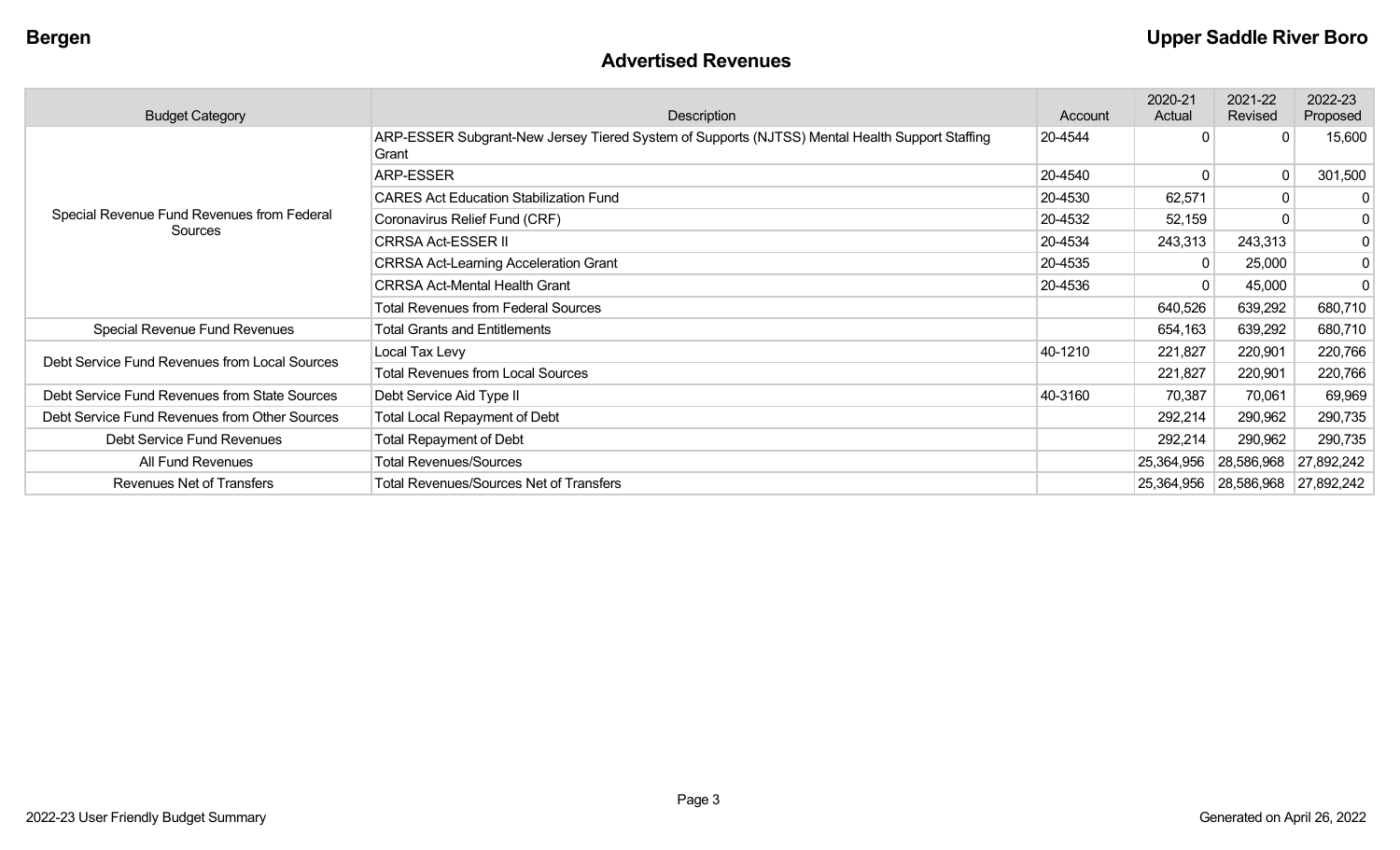## Advertised Revenues

| Budget Category | Description | Account | 2020-21 Actual | 2021-22 Revised | 2022-23 Proposed |
|---|---|---|---|---|---|
| Special Revenue Fund Revenues from Federal Sources | ARP-ESSER Subgrant-New Jersey Tiered System of Supports (NJTSS) Mental Health Support Staffing Grant | 20-4544 | 0 | 0 | 15,600 |
| | ARP-ESSER | 20-4540 | 0 | 0 | 301,500 |
| | CARES Act Education Stabilization Fund | 20-4530 | 62,571 | 0 | 0 |
| | Coronavirus Relief Fund (CRF) | 20-4532 | 52,159 | 0 | 0 |
| | CRRSA Act-ESSER II | 20-4534 | 243,313 | 243,313 | 0 |
| | CRRSA Act-Learning Acceleration Grant | 20-4535 | 0 | 25,000 | 0 |
| | CRRSA Act-Mental Health Grant | 20-4536 | 0 | 45,000 | 0 |
| | Total Revenues from Federal Sources | | 640,526 | 639,292 | 680,710 |
| Special Revenue Fund Revenues | Total Grants and Entitlements | | 654,163 | 639,292 | 680,710 |
| Debt Service Fund Revenues from Local Sources | Local Tax Levy | 40-1210 | 221,827 | 220,901 | 220,766 |
| | Total Revenues from Local Sources | | 221,827 | 220,901 | 220,766 |
| Debt Service Fund Revenues from State Sources | Debt Service Aid Type II | 40-3160 | 70,387 | 70,061 | 69,969 |
| Debt Service Fund Revenues from Other Sources | Total Local Repayment of Debt | | 292,214 | 290,962 | 290,735 |
| Debt Service Fund Revenues | Total Repayment of Debt | | 292,214 | 290,962 | 290,735 |
| All Fund Revenues | Total Revenues/Sources | | 25,364,956 | 28,586,968 | 27,892,242 |
| Revenues Net of Transfers | Total Revenues/Sources Net of Transfers | | 25,364,956 | 28,586,968 | 27,892,242 |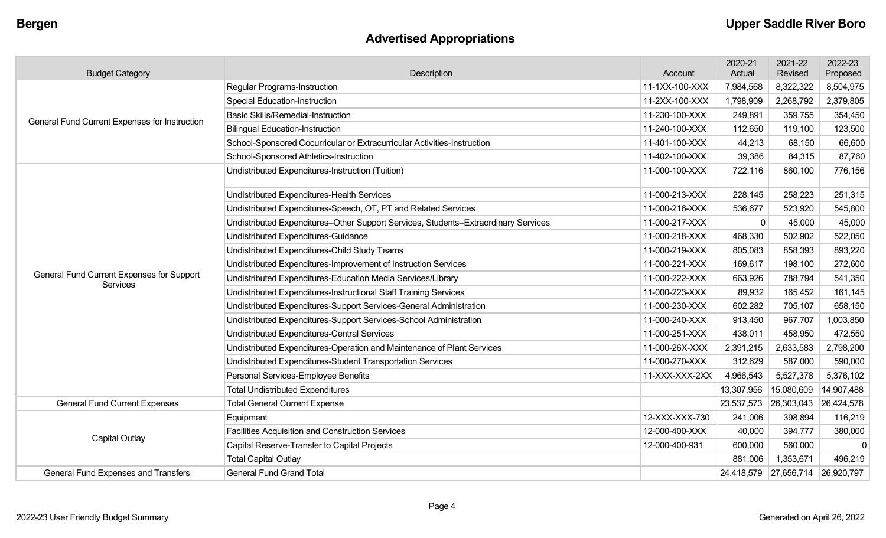## Advertised Appropriations

| Budget Category | Description | Account | 2020-21 Actual | 2021-22 Revised | 2022-23 Proposed |
|---|---|---|---|---|---|
| General Fund Current Expenses for Instruction | Regular Programs-Instruction | 11-1XX-100-XXX | 7,984,568 | 8,322,322 | 8,504,975 |
| | Special Education-Instruction | 11-2XX-100-XXX | 1,798,909 | 2,268,792 | 2,379,805 |
| | Basic Skills/Remedial-Instruction | 11-230-100-XXX | 249,891 | 359,755 | 354,450 |
| | Bilingual Education-Instruction | 11-240-100-XXX | 112,650 | 119,100 | 123,500 |
| | School-Sponsored Cocurricular or Extracurricular Activities-Instruction | 11-401-100-XXX | 44,213 | 68,150 | 66,600 |
| | School-Sponsored Athletics-Instruction | 11-402-100-XXX | 39,386 | 84,315 | 87,760 |
| General Fund Current Expenses for Support Services | Undistributed Expenditures-Instruction (Tuition) | 11-000-100-XXX | 722,116 | 860,100 | 776,156 |
| | Undistributed Expenditures-Health Services | 11-000-213-XXX | 228,145 | 258,223 | 251,315 |
| | Undistributed Expenditures-Speech, OT, PT and Related Services | 11-000-216-XXX | 536,677 | 523,920 | 545,800 |
| | Undistributed Expenditures–Other Support Services, Students–Extraordinary Services | 11-000-217-XXX | 0 | 45,000 | 45,000 |
| | Undistributed Expenditures-Guidance | 11-000-218-XXX | 468,330 | 502,902 | 522,050 |
| | Undistributed Expenditures-Child Study Teams | 11-000-219-XXX | 805,083 | 858,393 | 893,220 |
| | Undistributed Expenditures-Improvement of Instruction Services | 11-000-221-XXX | 169,617 | 198,100 | 272,600 |
| | Undistributed Expenditures-Education Media Services/Library | 11-000-222-XXX | 663,926 | 788,794 | 541,350 |
| | Undistributed Expenditures-Instructional Staff Training Services | 11-000-223-XXX | 89,932 | 165,452 | 161,145 |
| | Undistributed Expenditures-Support Services-General Administration | 11-000-230-XXX | 602,282 | 705,107 | 658,150 |
| | Undistributed Expenditures-Support Services-School Administration | 11-000-240-XXX | 913,450 | 967,707 | 1,003,850 |
| | Undistributed Expenditures-Central Services | 11-000-251-XXX | 438,011 | 458,950 | 472,550 |
| | Undistributed Expenditures-Operation and Maintenance of Plant Services | 11-000-26X-XXX | 2,391,215 | 2,633,583 | 2,798,200 |
| | Undistributed Expenditures-Student Transportation Services | 11-000-270-XXX | 312,629 | 587,000 | 590,000 |
| | Personal Services-Employee Benefits | 11-XXX-XXX-2XX | 4,966,543 | 5,527,378 | 5,376,102 |
| | Total Undistributed Expenditures | | 13,307,956 | 15,080,609 | 14,907,488 |
| General Fund Current Expenses | Total General Current Expense | | 23,537,573 | 26,303,043 | 26,424,578 |
| Capital Outlay | Equipment | 12-XXX-XXX-730 | 241,006 | 398,894 | 116,219 |
| | Facilities Acquisition and Construction Services | 12-000-400-XXX | 40,000 | 394,777 | 380,000 |
| | Capital Reserve-Transfer to Capital Projects | 12-000-400-931 | 600,000 | 560,000 | 0 |
| | Total Capital Outlay | | 881,006 | 1,353,671 | 496,219 |
| General Fund Expenses and Transfers | General Fund Grand Total | | 24,418,579 | 27,656,714 | 26,920,797 |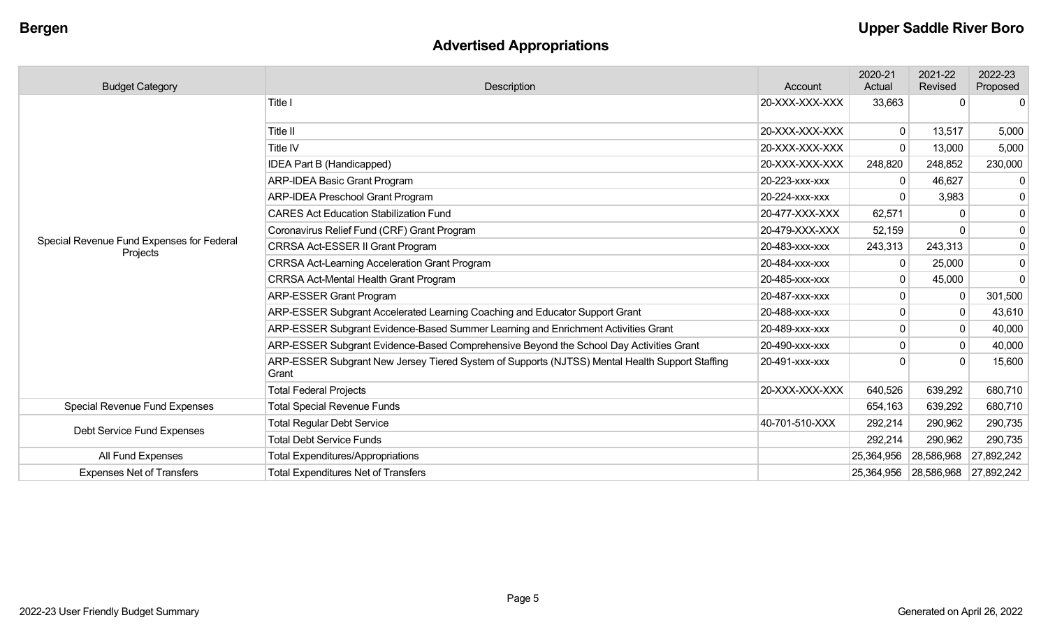Bergen

Upper Saddle River Boro

## Advertised Appropriations

| Budget Category | Description | Account | 2020-21 Actual | 2021-22 Revised | 2022-23 Proposed |
|---|---|---|---|---|---|
| Special Revenue Fund Expenses for Federal Projects | Title I | 20-XXX-XXX-XXX | 33,663 | 0 | 0 |
| | Title II | 20-XXX-XXX-XXX | 0 | 13,517 | 5,000 |
| | Title IV | 20-XXX-XXX-XXX | 0 | 13,000 | 5,000 |
| | IDEA Part B (Handicapped) | 20-XXX-XXX-XXX | 248,820 | 248,852 | 230,000 |
| | ARP-IDEA Basic Grant Program | 20-223-xxx-xxx | 0 | 46,627 | 0 |
| | ARP-IDEA Preschool Grant Program | 20-224-xxx-xxx | 0 | 3,983 | 0 |
| | CARES Act Education Stabilization Fund | 20-477-XXX-XXX | 62,571 | 0 | 0 |
| | Coronavirus Relief Fund (CRF) Grant Program | 20-479-XXX-XXX | 52,159 | 0 | 0 |
| | CRRSA Act-ESSER II Grant Program | 20-483-xxx-xxx | 243,313 | 243,313 | 0 |
| | CRRSA Act-Learning Acceleration Grant Program | 20-484-xxx-xxx | 0 | 25,000 | 0 |
| | CRRSA Act-Mental Health Grant Program | 20-485-xxx-xxx | 0 | 45,000 | 0 |
| | ARP-ESSER Grant Program | 20-487-xxx-xxx | 0 | 0 | 301,500 |
| | ARP-ESSER Subgrant Accelerated Learning Coaching and Educator Support Grant | 20-488-xxx-xxx | 0 | 0 | 43,610 |
| | ARP-ESSER Subgrant Evidence-Based Summer Learning and Enrichment Activities Grant | 20-489-xxx-xxx | 0 | 0 | 40,000 |
| | ARP-ESSER Subgrant Evidence-Based Comprehensive Beyond the School Day Activities Grant | 20-490-xxx-xxx | 0 | 0 | 40,000 |
| | ARP-ESSER Subgrant New Jersey Tiered System of Supports (NJTSS) Mental Health Support Staffing Grant | 20-491-xxx-xxx | 0 | 0 | 15,600 |
| | Total Federal Projects | 20-XXX-XXX-XXX | 640,526 | 639,292 | 680,710 |
| Special Revenue Fund Expenses | Total Special Revenue Funds | | 654,163 | 639,292 | 680,710 |
| Debt Service Fund Expenses | Total Regular Debt Service | 40-701-510-XXX | 292,214 | 290,962 | 290,735 |
| | Total Debt Service Funds | | 292,214 | 290,962 | 290,735 |
| All Fund Expenses | Total Expenditures/Appropriations | | 25,364,956 | 28,586,968 | 27,892,242 |
| Expenses Net of Transfers | Total Expenditures Net of Transfers | | 25,364,956 | 28,586,968 | 27,892,242 |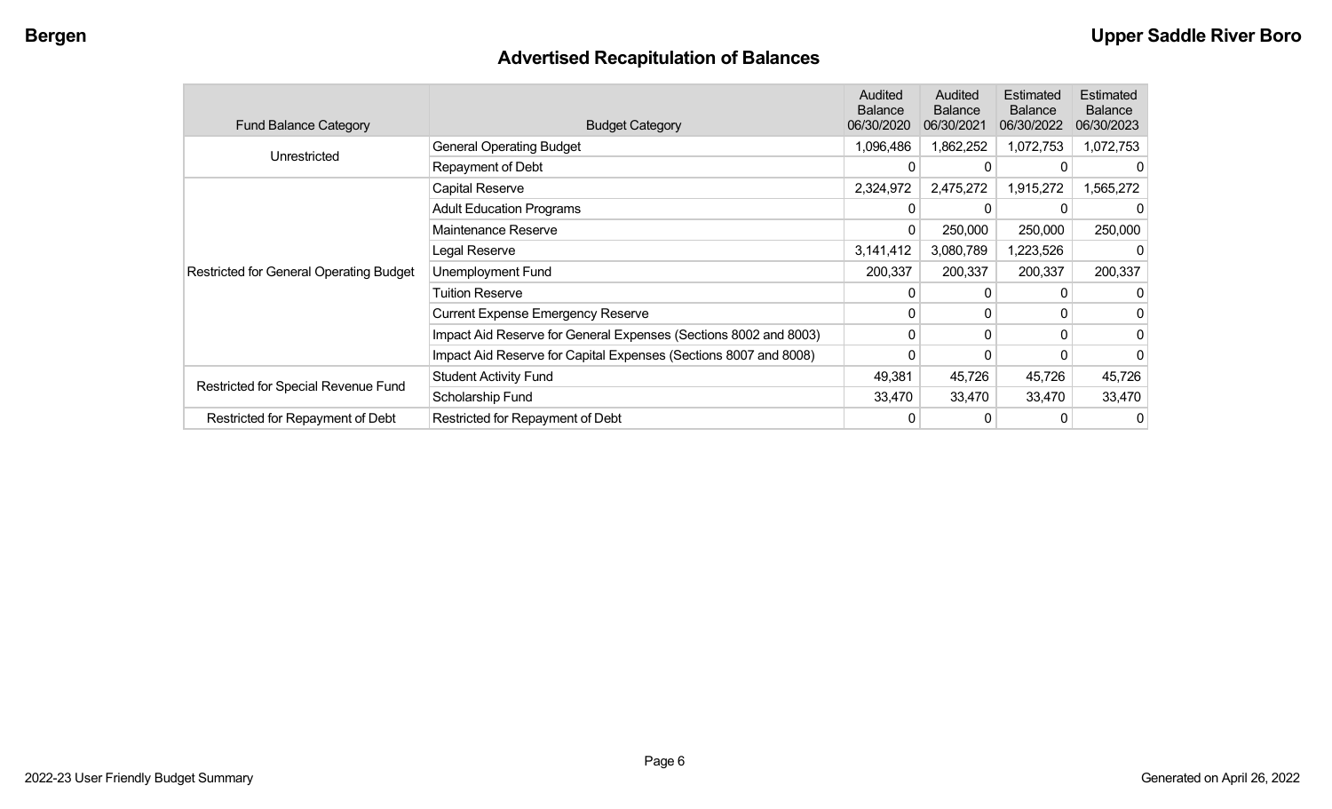# Advertised Recapitulation of Balances

| Fund Balance Category | Budget Category | Audited Balance 06/30/2020 | Audited Balance 06/30/2021 | Estimated Balance 06/30/2022 | Estimated Balance 06/30/2023 |
|---|---|---|---|---|---|
| Unrestricted | General Operating Budget | 1,096,486 | 1,862,252 | 1,072,753 | 1,072,753 |
| | Repayment of Debt | 0 | 0 | 0 | 0 |
| Restricted for General Operating Budget | Capital Reserve | 2,324,972 | 2,475,272 | 1,915,272 | 1,565,272 |
| | Adult Education Programs | 0 | 0 | 0 | 0 |
| | Maintenance Reserve | 0 | 250,000 | 250,000 | 250,000 |
| | Legal Reserve | 3,141,412 | 3,080,789 | 1,223,526 | 0 |
| | Unemployment Fund | 200,337 | 200,337 | 200,337 | 200,337 |
| | Tuition Reserve | 0 | 0 | 0 | 0 |
| | Current Expense Emergency Reserve | 0 | 0 | 0 | 0 |
| | Impact Aid Reserve for General Expenses (Sections 8002 and 8003) | 0 | 0 | 0 | 0 |
| | Impact Aid Reserve for Capital Expenses (Sections 8007 and 8008) | 0 | 0 | 0 | 0 |
| Restricted for Special Revenue Fund | Student Activity Fund | 49,381 | 45,726 | 45,726 | 45,726 |
| | Scholarship Fund | 33,470 | 33,470 | 33,470 | 33,470 |
| Restricted for Repayment of Debt | Restricted for Repayment of Debt | 0 | 0 | 0 | 0 |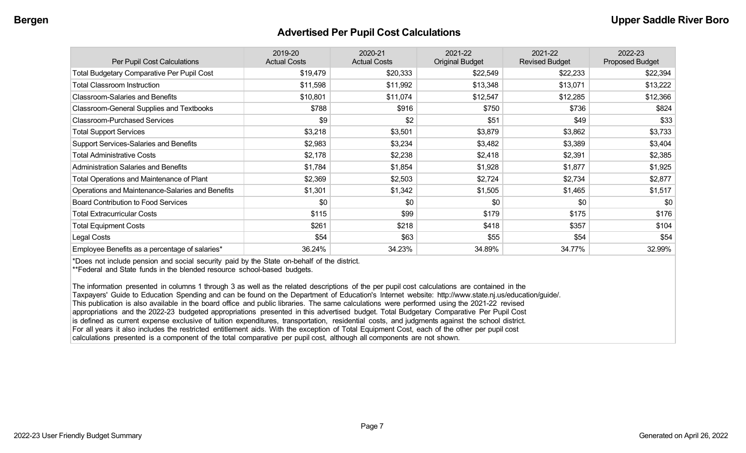## Advertised Per Pupil Cost Calculations

| Per Pupil Cost Calculations | 2019-20 Actual Costs | 2020-21 Actual Costs | 2021-22 Original Budget | 2021-22 Revised Budget | 2022-23 Proposed Budget |
|---|---|---|---|---|---|
| Total Budgetary Comparative Per Pupil Cost | $19,479 | $20,333 | $22,549 | $22,233 | $22,394 |
| Total Classroom Instruction | $11,598 | $11,992 | $13,348 | $13,071 | $13,222 |
| Classroom-Salaries and Benefits | $10,801 | $11,074 | $12,547 | $12,285 | $12,366 |
| Classroom-General Supplies and Textbooks | $788 | $916 | $750 | $736 | $824 |
| Classroom-Purchased Services | $9 | $2 | $51 | $49 | $33 |
| Total Support Services | $3,218 | $3,501 | $3,879 | $3,862 | $3,733 |
| Support Services-Salaries and Benefits | $2,983 | $3,234 | $3,482 | $3,389 | $3,404 |
| Total Administrative Costs | $2,178 | $2,238 | $2,418 | $2,391 | $2,385 |
| Administration Salaries and Benefits | $1,784 | $1,854 | $1,928 | $1,877 | $1,925 |
| Total Operations and Maintenance of Plant | $2,369 | $2,503 | $2,724 | $2,734 | $2,877 |
| Operations and Maintenance-Salaries and Benefits | $1,301 | $1,342 | $1,505 | $1,465 | $1,517 |
| Board Contribution to Food Services | $0 | $0 | $0 | $0 | $0 |
| Total Extracurricular Costs | $115 | $99 | $179 | $175 | $176 |
| Total Equipment Costs | $261 | $218 | $418 | $357 | $104 |
| Legal Costs | $54 | $63 | $55 | $54 | $54 |
| Employee Benefits as a percentage of salaries* | 36.24% | 34.23% | 34.89% | 34.77% | 32.99% |

*Does not include pension and social security paid by the State on-behalf of the district.
**Federal and State funds in the blended resource school-based budgets.

The information presented in columns 1 through 3 as well as the related descriptions of the per pupil cost calculations are contained in the Taxpayers' Guide to Education Spending and can be found on the Department of Education's Internet website: http://www.state.nj.us/education/guide/. This publication is also available in the board office and public libraries. The same calculations were performed using the 2021-22 revised appropriations and the 2022-23 budgeted appropriations presented in this advertised budget. Total Budgetary Comparative Per Pupil Cost is defined as current expense exclusive of tuition expenditures, transportation, residential costs, and judgments against the school district. For all years it also includes the restricted entitlement aids. With the exception of Total Equipment Cost, each of the other per pupil cost calculations presented is a component of the total comparative per pupil cost, although all components are not shown.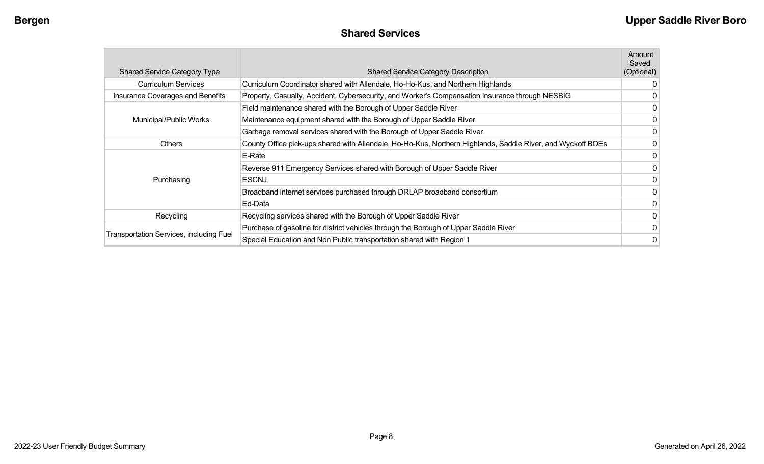## Shared Services

| Shared Service Category Type | Shared Service Category Description | Amount Saved (Optional) |
|---|---|---|
| Curriculum Services | Curriculum Coordinator shared with Allendale, Ho-Ho-Kus, and Northern Highlands | 0 |
| Insurance Coverages and Benefits | Property, Casualty, Accident, Cybersecurity, and Worker's Compensation Insurance through NESBIG | 0 |
| Municipal/Public Works | Field maintenance shared with the Borough of Upper Saddle River | 0 |
| | Maintenance equipment shared with the Borough of Upper Saddle River | 0 |
| | Garbage removal services shared with the Borough of Upper Saddle River | 0 |
| Others | County Office pick-ups shared with Allendale, Ho-Ho-Kus, Northern Highlands, Saddle River, and Wyckoff BOEs | 0 |
| Purchasing | E-Rate | 0 |
| | Reverse 911 Emergency Services shared with Borough of Upper Saddle River | 0 |
| | ESCNJ | 0 |
| | Broadband internet services purchased through DRLAP broadband consortium | 0 |
| | Ed-Data | 0 |
| Recycling | Recycling services shared with the Borough of Upper Saddle River | 0 |
| Transportation Services, including Fuel | Purchase of gasoline for district vehicles through the Borough of Upper Saddle River | 0 |
| | Special Education and Non Public transportation shared with Region 1 | 0 |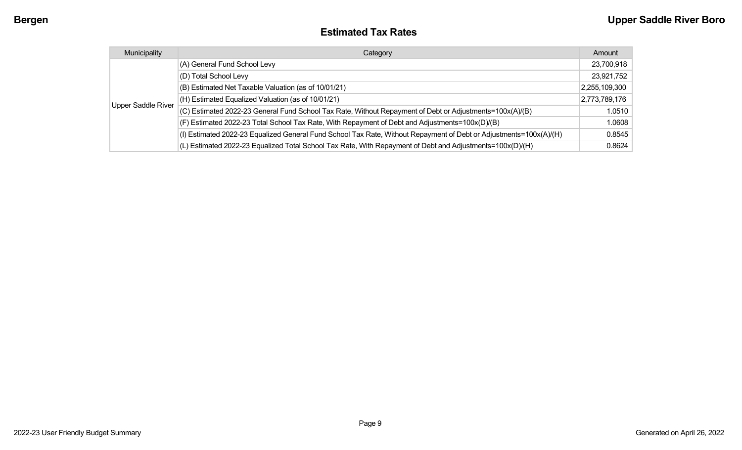## Estimated Tax Rates

| Municipality | Category | Amount |
| --- | --- | --- |
| Upper Saddle River | (A) General Fund School Levy | 23,700,918 |
| | (D) Total School Levy | 23,921,752 |
| | (B) Estimated Net Taxable Valuation (as of 10/01/21) | 2,255,109,300 |
| | (H) Estimated Equalized Valuation (as of 10/01/21) | 2,773,789,176 |
| | (C) Estimated 2022-23 General Fund School Tax Rate, Without Repayment of Debt or Adjustments=100x(A)/(B) | 1.0510 |
| | (F) Estimated 2022-23 Total School Tax Rate, With Repayment of Debt and Adjustments=100x(D)/(B) | 1.0608 |
| | (I) Estimated 2022-23 Equalized General Fund School Tax Rate, Without Repayment of Debt or Adjustments=100x(A)/(H) | 0.8545 |
| | (L) Estimated 2022-23 Equalized Total School Tax Rate, With Repayment of Debt and Adjustments=100x(D)/(H) | 0.8624 |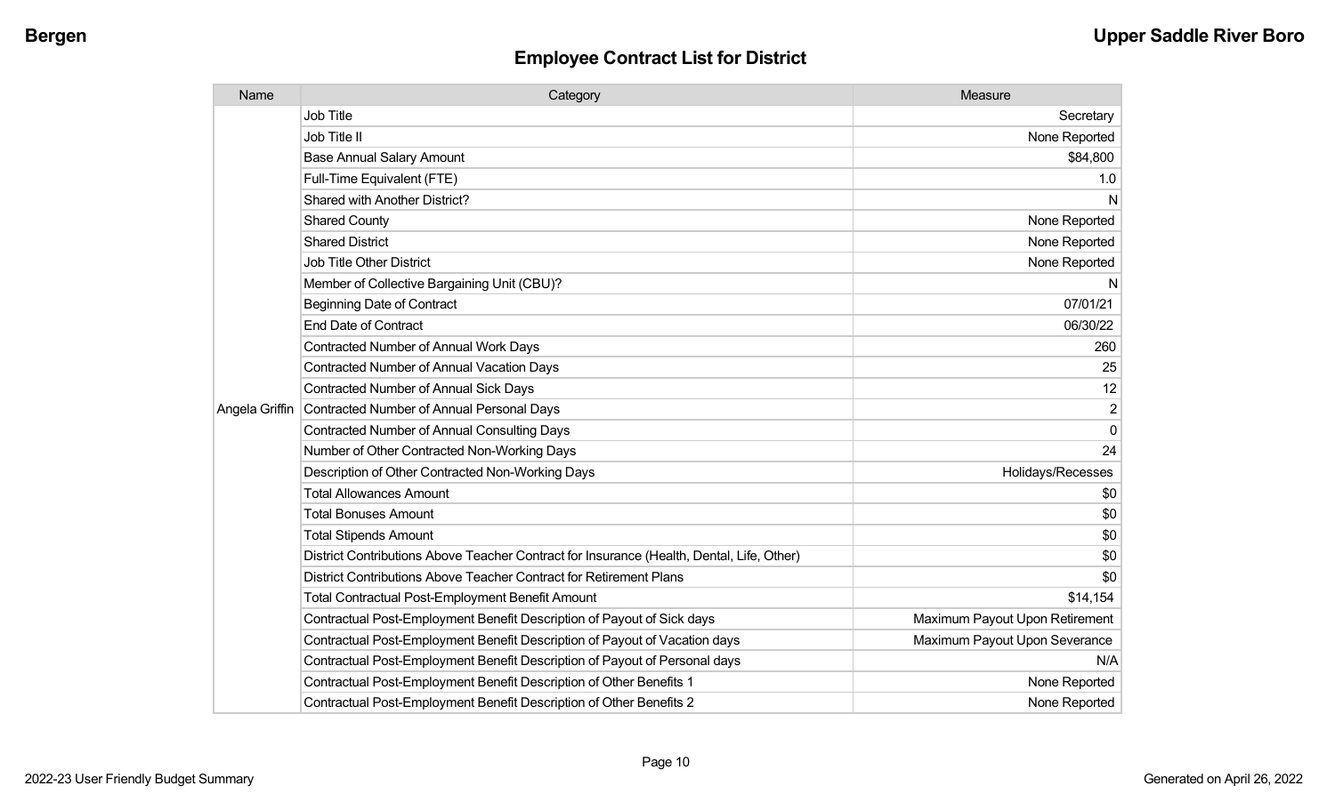## Employee Contract List for District

| Name | Category | Measure |
|---|---|---|
| Angela Griffin | Job Title | Secretary |
| | Job Title II | None Reported |
| | Base Annual Salary Amount | $84,800 |
| | Full-Time Equivalent (FTE) | 1.0 |
| | Shared with Another District? | N |
| | Shared County | None Reported |
| | Shared District | None Reported |
| | Job Title Other District | None Reported |
| | Member of Collective Bargaining Unit (CBU)? | N |
| | Beginning Date of Contract | 07/01/21 |
| | End Date of Contract | 06/30/22 |
| | Contracted Number of Annual Work Days | 260 |
| | Contracted Number of Annual Vacation Days | 25 |
| | Contracted Number of Annual Sick Days | 12 |
| | Contracted Number of Annual Personal Days | 2 |
| | Contracted Number of Annual Consulting Days | 0 |
| | Number of Other Contracted Non-Working Days | 24 |
| | Description of Other Contracted Non-Working Days | Holidays/Recesses |
| | Total Allowances Amount | $0 |
| | Total Bonuses Amount | $0 |
| | Total Stipends Amount | $0 |
| | District Contributions Above Teacher Contract for Insurance (Health, Dental, Life, Other) | $0 |
| | District Contributions Above Teacher Contract for Retirement Plans | $0 |
| | Total Contractual Post-Employment Benefit Amount | $14,154 |
| | Contractual Post-Employment Benefit Description of Payout of Sick days | Maximum Payout Upon Retirement |
| | Contractual Post-Employment Benefit Description of Payout of Vacation days | Maximum Payout Upon Severance |
| | Contractual Post-Employment Benefit Description of Payout of Personal days | N/A |
| | Contractual Post-Employment Benefit Description of Other Benefits 1 | None Reported |
| | Contractual Post-Employment Benefit Description of Other Benefits 2 | None Reported |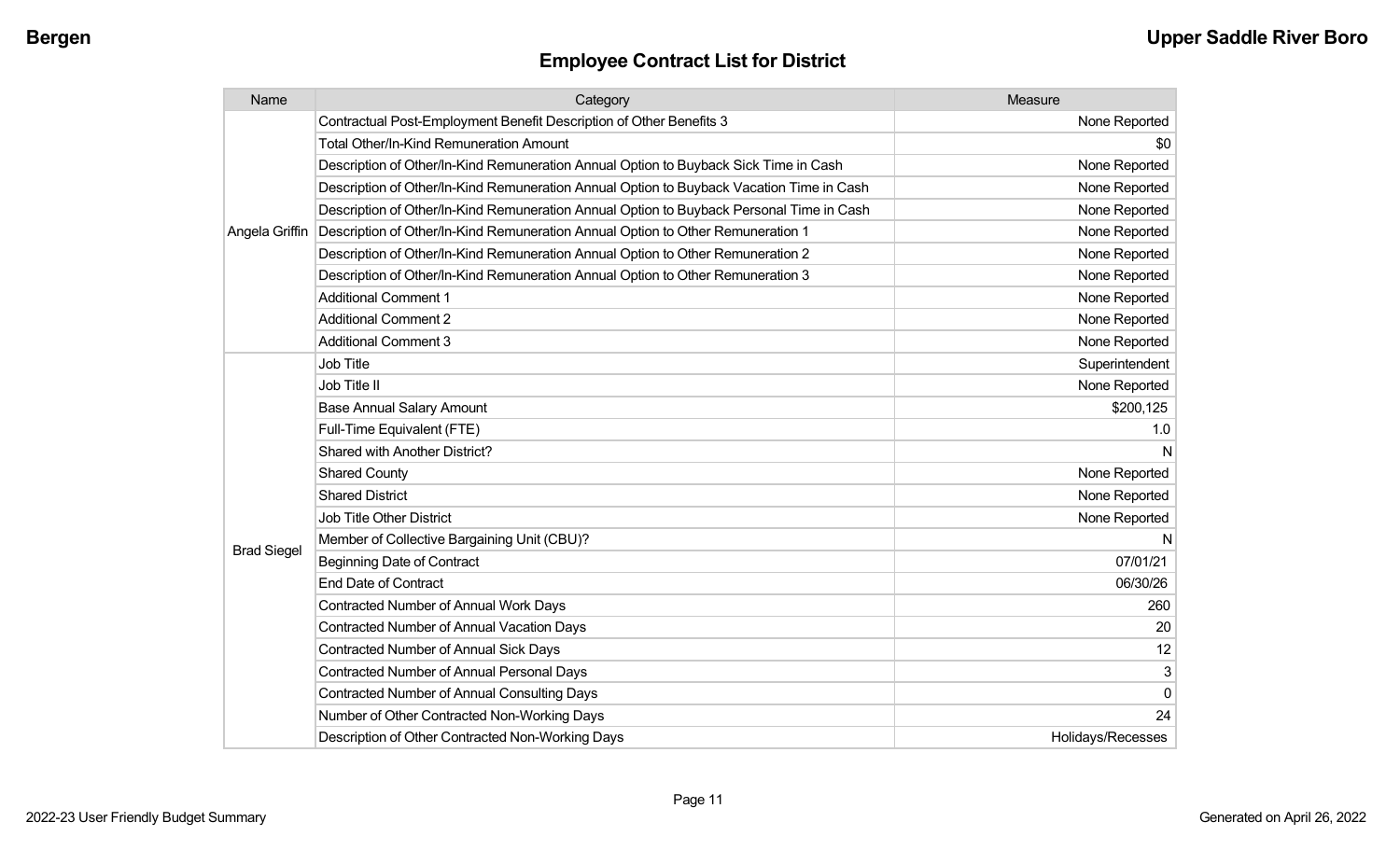## Employee Contract List for District

| Name | Category | Measure |
|---|---|---|
| Angela Griffin | Contractual Post-Employment Benefit Description of Other Benefits 3 | None Reported |
| | Total Other/In-Kind Remuneration Amount | $0 |
| | Description of Other/In-Kind Remuneration Annual Option to Buyback Sick Time in Cash | None Reported |
| | Description of Other/In-Kind Remuneration Annual Option to Buyback Vacation Time in Cash | None Reported |
| | Description of Other/In-Kind Remuneration Annual Option to Buyback Personal Time in Cash | None Reported |
| | Description of Other/In-Kind Remuneration Annual Option to Other Remuneration 1 | None Reported |
| | Description of Other/In-Kind Remuneration Annual Option to Other Remuneration 2 | None Reported |
| | Description of Other/In-Kind Remuneration Annual Option to Other Remuneration 3 | None Reported |
| | Additional Comment 1 | None Reported |
| | Additional Comment 2 | None Reported |
| | Additional Comment 3 | None Reported |
| Brad Siegel | Job Title | Superintendent |
| | Job Title II | None Reported |
| | Base Annual Salary Amount | $200,125 |
| | Full-Time Equivalent (FTE) | 1.0 |
| | Shared with Another District? | N |
| | Shared County | None Reported |
| | Shared District | None Reported |
| | Job Title Other District | None Reported |
| | Member of Collective Bargaining Unit (CBU)? | N |
| | Beginning Date of Contract | 07/01/21 |
| | End Date of Contract | 06/30/26 |
| | Contracted Number of Annual Work Days | 260 |
| | Contracted Number of Annual Vacation Days | 20 |
| | Contracted Number of Annual Sick Days | 12 |
| | Contracted Number of Annual Personal Days | 3 |
| | Contracted Number of Annual Consulting Days | 0 |
| | Number of Other Contracted Non-Working Days | 24 |
| | Description of Other Contracted Non-Working Days | Holidays/Recesses |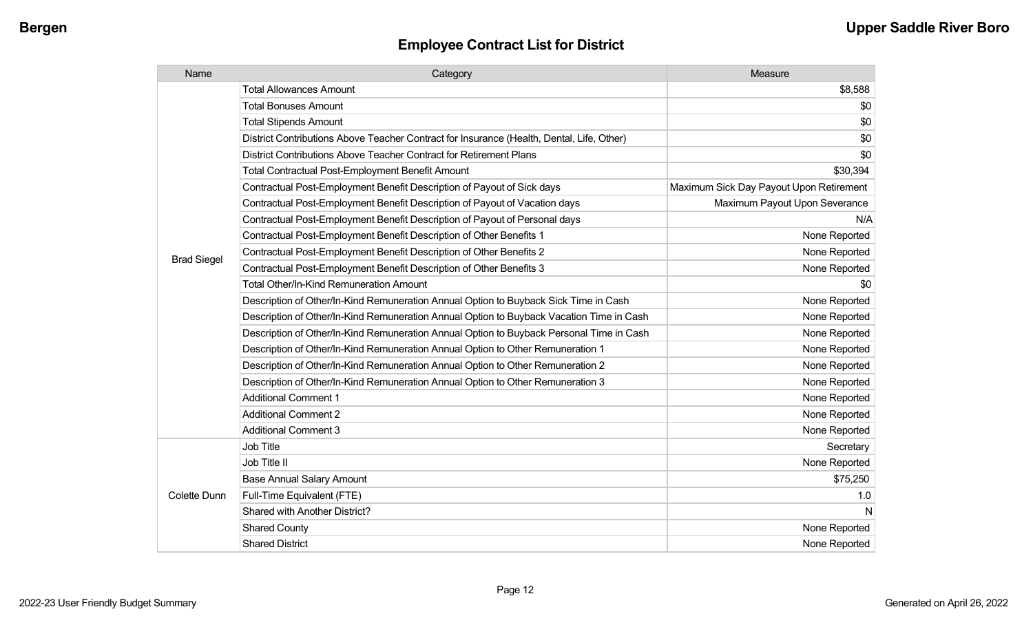## Employee Contract List for District

| Name | Category | Measure |
| --- | --- | --- |
| Brad Siegel | Total Allowances Amount | $8,588 |
| | Total Bonuses Amount | $0 |
| | Total Stipends Amount | $0 |
| | District Contributions Above Teacher Contract for Insurance (Health, Dental, Life, Other) | $0 |
| | District Contributions Above Teacher Contract for Retirement Plans | $0 |
| | Total Contractual Post-Employment Benefit Amount | $30,394 |
| | Contractual Post-Employment Benefit Description of Payout of Sick days | Maximum Sick Day Payout Upon Retirement |
| | Contractual Post-Employment Benefit Description of Payout of Vacation days | Maximum Payout Upon Severance |
| | Contractual Post-Employment Benefit Description of Payout of Personal days | N/A |
| | Contractual Post-Employment Benefit Description of Other Benefits 1 | None Reported |
| | Contractual Post-Employment Benefit Description of Other Benefits 2 | None Reported |
| | Contractual Post-Employment Benefit Description of Other Benefits 3 | None Reported |
| | Total Other/In-Kind Remuneration Amount | $0 |
| | Description of Other/In-Kind Remuneration Annual Option to Buyback Sick Time in Cash | None Reported |
| | Description of Other/In-Kind Remuneration Annual Option to Buyback Vacation Time in Cash | None Reported |
| | Description of Other/In-Kind Remuneration Annual Option to Buyback Personal Time in Cash | None Reported |
| | Description of Other/In-Kind Remuneration Annual Option to Other Remuneration 1 | None Reported |
| | Description of Other/In-Kind Remuneration Annual Option to Other Remuneration 2 | None Reported |
| | Description of Other/In-Kind Remuneration Annual Option to Other Remuneration 3 | None Reported |
| | Additional Comment 1 | None Reported |
| | Additional Comment 2 | None Reported |
| | Additional Comment 3 | None Reported |
| Colette Dunn | Job Title | Secretary |
| | Job Title II | None Reported |
| | Base Annual Salary Amount | $75,250 |
| | Full-Time Equivalent (FTE) | 1.0 |
| | Shared with Another District? | N |
| | Shared County | None Reported |
| | Shared District | None Reported |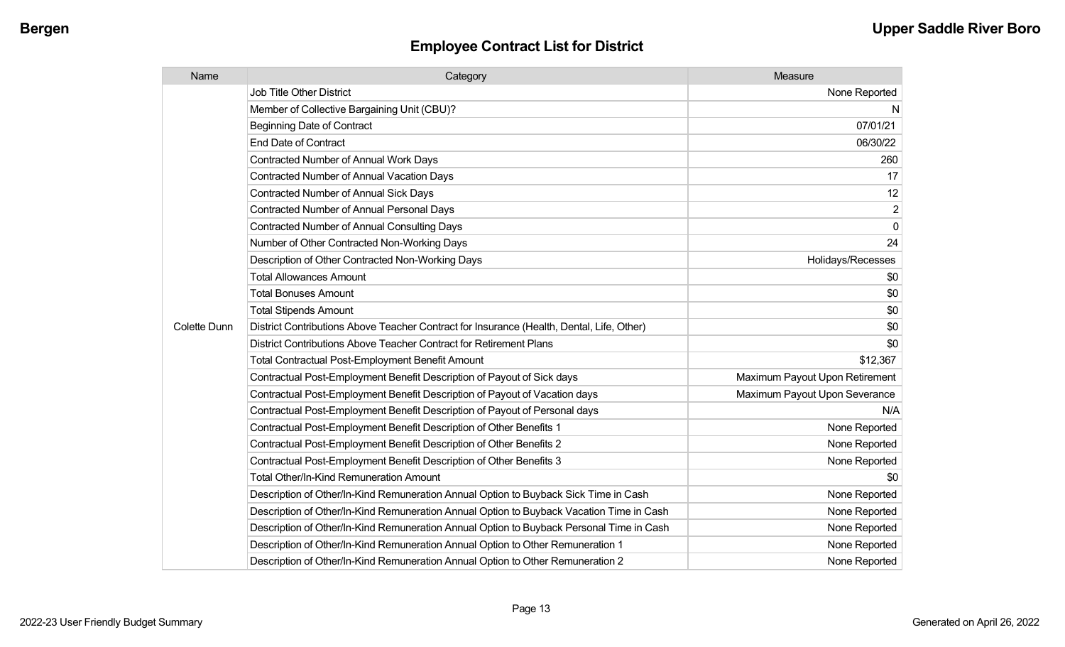## Employee Contract List for District

| Name | Category | Measure |
|---|---|---|
| Colette Dunn | Job Title Other District | None Reported |
| | Member of Collective Bargaining Unit (CBU)? | N |
| | Beginning Date of Contract | 07/01/21 |
| | End Date of Contract | 06/30/22 |
| | Contracted Number of Annual Work Days | 260 |
| | Contracted Number of Annual Vacation Days | 17 |
| | Contracted Number of Annual Sick Days | 12 |
| | Contracted Number of Annual Personal Days | 2 |
| | Contracted Number of Annual Consulting Days | 0 |
| | Number of Other Contracted Non-Working Days | 24 |
| | Description of Other Contracted Non-Working Days | Holidays/Recesses |
| | Total Allowances Amount | $0 |
| | Total Bonuses Amount | $0 |
| | Total Stipends Amount | $0 |
| | District Contributions Above Teacher Contract for Insurance (Health, Dental, Life, Other) | $0 |
| | District Contributions Above Teacher Contract for Retirement Plans | $0 |
| | Total Contractual Post-Employment Benefit Amount | $12,367 |
| | Contractual Post-Employment Benefit Description of Payout of Sick days | Maximum Payout Upon Retirement |
| | Contractual Post-Employment Benefit Description of Payout of Vacation days | Maximum Payout Upon Severance |
| | Contractual Post-Employment Benefit Description of Payout of Personal days | N/A |
| | Contractual Post-Employment Benefit Description of Other Benefits 1 | None Reported |
| | Contractual Post-Employment Benefit Description of Other Benefits 2 | None Reported |
| | Contractual Post-Employment Benefit Description of Other Benefits 3 | None Reported |
| | Total Other/In-Kind Remuneration Amount | $0 |
| | Description of Other/In-Kind Remuneration Annual Option to Buyback Sick Time in Cash | None Reported |
| | Description of Other/In-Kind Remuneration Annual Option to Buyback Vacation Time in Cash | None Reported |
| | Description of Other/In-Kind Remuneration Annual Option to Buyback Personal Time in Cash | None Reported |
| | Description of Other/In-Kind Remuneration Annual Option to Other Remuneration 1 | None Reported |
| | Description of Other/In-Kind Remuneration Annual Option to Other Remuneration 2 | None Reported |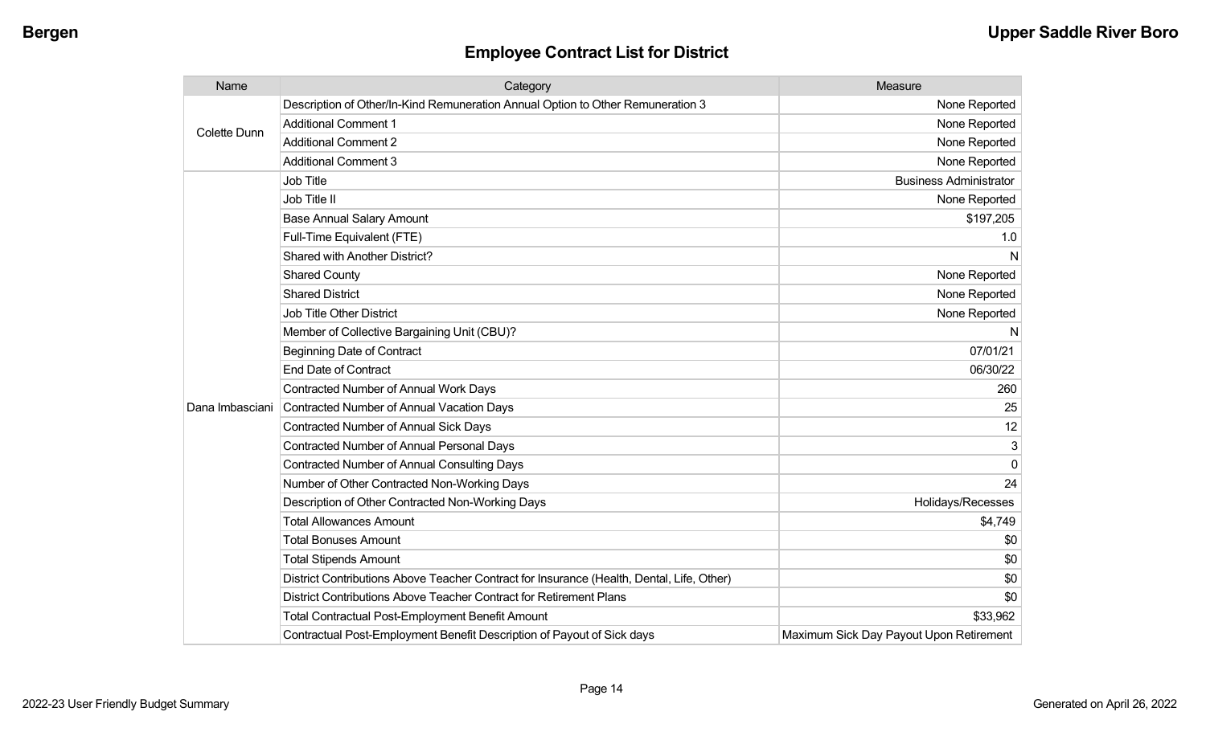## Employee Contract List for District

| Name | Category | Measure |
|---|---|---|
| Colette Dunn | Description of Other/In-Kind Remuneration Annual Option to Other Remuneration 3 | None Reported |
| | Additional Comment 1 | None Reported |
| | Additional Comment 2 | None Reported |
| | Additional Comment 3 | None Reported |
| Dana Imbasciani | Job Title | Business Administrator |
| | Job Title II | None Reported |
| | Base Annual Salary Amount | $197,205 |
| | Full-Time Equivalent (FTE) | 1.0 |
| | Shared with Another District? | N |
| | Shared County | None Reported |
| | Shared District | None Reported |
| | Job Title Other District | None Reported |
| | Member of Collective Bargaining Unit (CBU)? | N |
| | Beginning Date of Contract | 07/01/21 |
| | End Date of Contract | 06/30/22 |
| | Contracted Number of Annual Work Days | 260 |
| | Contracted Number of Annual Vacation Days | 25 |
| | Contracted Number of Annual Sick Days | 12 |
| | Contracted Number of Annual Personal Days | 3 |
| | Contracted Number of Annual Consulting Days | 0 |
| | Number of Other Contracted Non-Working Days | 24 |
| | Description of Other Contracted Non-Working Days | Holidays/Recesses |
| | Total Allowances Amount | $4,749 |
| | Total Bonuses Amount | $0 |
| | Total Stipends Amount | $0 |
| | District Contributions Above Teacher Contract for Insurance (Health, Dental, Life, Other) | $0 |
| | District Contributions Above Teacher Contract for Retirement Plans | $0 |
| | Total Contractual Post-Employment Benefit Amount | $33,962 |
| | Contractual Post-Employment Benefit Description of Payout of Sick days | Maximum Sick Day Payout Upon Retirement |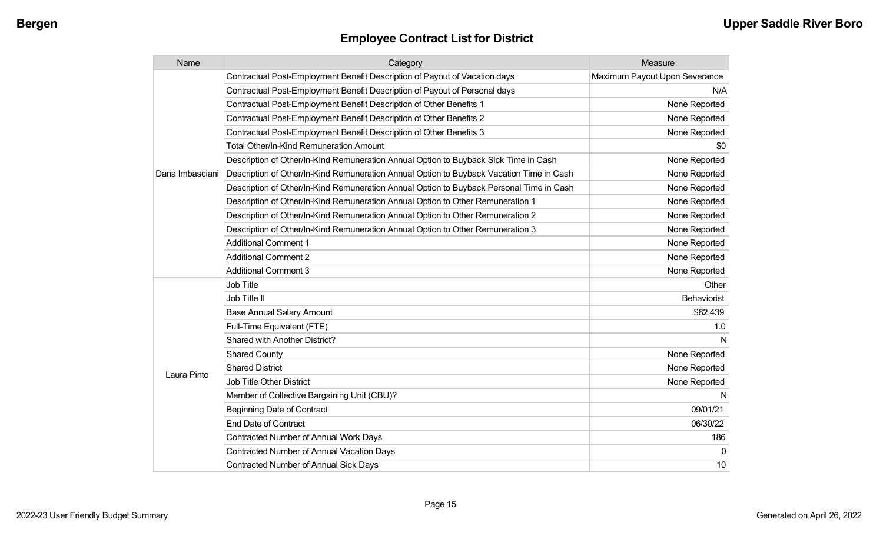## Employee Contract List for District

| Name | Category | Measure |
| --- | --- | --- |
| Dana Imbasciani | Contractual Post-Employment Benefit Description of Payout of Vacation days | Maximum Payout Upon Severance |
| | Contractual Post-Employment Benefit Description of Payout of Personal days | N/A |
| | Contractual Post-Employment Benefit Description of Other Benefits 1 | None Reported |
| | Contractual Post-Employment Benefit Description of Other Benefits 2 | None Reported |
| | Contractual Post-Employment Benefit Description of Other Benefits 3 | None Reported |
| | Total Other/In-Kind Remuneration Amount | $0 |
| | Description of Other/In-Kind Remuneration Annual Option to Buyback Sick Time in Cash | None Reported |
| | Description of Other/In-Kind Remuneration Annual Option to Buyback Vacation Time in Cash | None Reported |
| | Description of Other/In-Kind Remuneration Annual Option to Buyback Personal Time in Cash | None Reported |
| | Description of Other/In-Kind Remuneration Annual Option to Other Remuneration 1 | None Reported |
| | Description of Other/In-Kind Remuneration Annual Option to Other Remuneration 2 | None Reported |
| | Description of Other/In-Kind Remuneration Annual Option to Other Remuneration 3 | None Reported |
| | Additional Comment 1 | None Reported |
| | Additional Comment 2 | None Reported |
| | Additional Comment 3 | None Reported |
| Laura Pinto | Job Title | Other |
| | Job Title II | Behaviorist |
| | Base Annual Salary Amount | $82,439 |
| | Full-Time Equivalent (FTE) | 1.0 |
| | Shared with Another District? | N |
| | Shared County | None Reported |
| | Shared District | None Reported |
| | Job Title Other District | None Reported |
| | Member of Collective Bargaining Unit (CBU)? | N |
| | Beginning Date of Contract | 09/01/21 |
| | End Date of Contract | 06/30/22 |
| | Contracted Number of Annual Work Days | 186 |
| | Contracted Number of Annual Vacation Days | 0 |
| | Contracted Number of Annual Sick Days | 10 |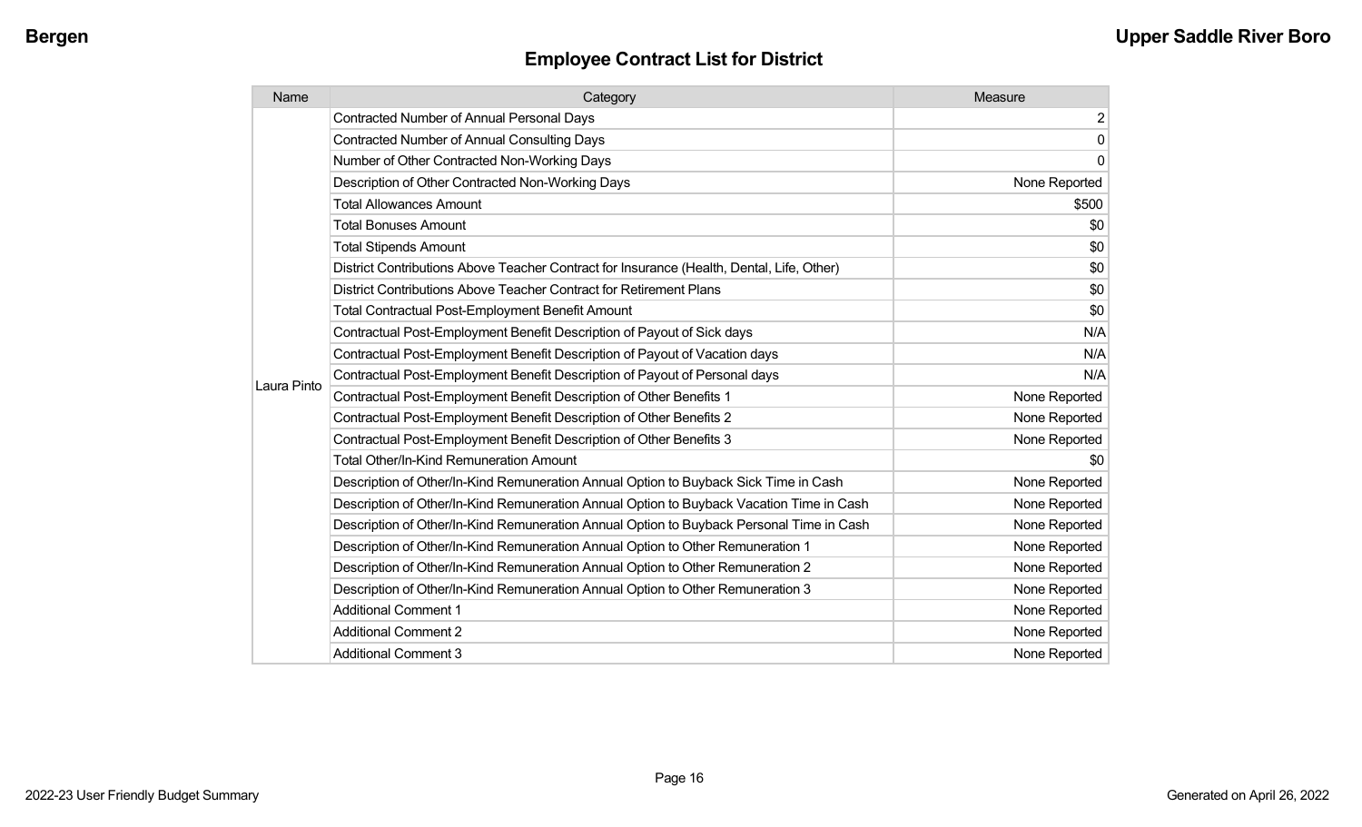## Employee Contract List for District

| Name | Category | Measure |
| --- | --- | --- |
| Laura Pinto | Contracted Number of Annual Personal Days | 2 |
| | Contracted Number of Annual Consulting Days | 0 |
| | Number of Other Contracted Non-Working Days | 0 |
| | Description of Other Contracted Non-Working Days | None Reported |
| | Total Allowances Amount | $500 |
| | Total Bonuses Amount | $0 |
| | Total Stipends Amount | $0 |
| | District Contributions Above Teacher Contract for Insurance (Health, Dental, Life, Other) | $0 |
| | District Contributions Above Teacher Contract for Retirement Plans | $0 |
| | Total Contractual Post-Employment Benefit Amount | $0 |
| | Contractual Post-Employment Benefit Description of Payout of Sick days | N/A |
| | Contractual Post-Employment Benefit Description of Payout of Vacation days | N/A |
| | Contractual Post-Employment Benefit Description of Payout of Personal days | N/A |
| | Contractual Post-Employment Benefit Description of Other Benefits 1 | None Reported |
| | Contractual Post-Employment Benefit Description of Other Benefits 2 | None Reported |
| | Contractual Post-Employment Benefit Description of Other Benefits 3 | None Reported |
| | Total Other/In-Kind Remuneration Amount | $0 |
| | Description of Other/In-Kind Remuneration Annual Option to Buyback Sick Time in Cash | None Reported |
| | Description of Other/In-Kind Remuneration Annual Option to Buyback Vacation Time in Cash | None Reported |
| | Description of Other/In-Kind Remuneration Annual Option to Buyback Personal Time in Cash | None Reported |
| | Description of Other/In-Kind Remuneration Annual Option to Other Remuneration 1 | None Reported |
| | Description of Other/In-Kind Remuneration Annual Option to Other Remuneration 2 | None Reported |
| | Description of Other/In-Kind Remuneration Annual Option to Other Remuneration 3 | None Reported |
| | Additional Comment 1 | None Reported |
| | Additional Comment 2 | None Reported |
| | Additional Comment 3 | None Reported |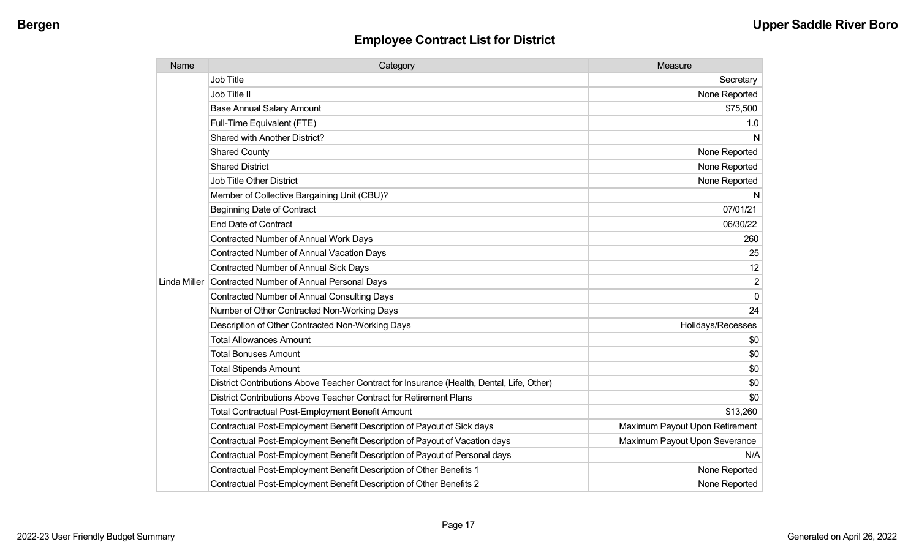## Employee Contract List for District

| Name | Category | Measure |
|---|---|---|
| Linda Miller | Job Title | Secretary |
| | Job Title II | None Reported |
| | Base Annual Salary Amount | $75,500 |
| | Full-Time Equivalent (FTE) | 1.0 |
| | Shared with Another District? | N |
| | Shared County | None Reported |
| | Shared District | None Reported |
| | Job Title Other District | None Reported |
| | Member of Collective Bargaining Unit (CBU)? | N |
| | Beginning Date of Contract | 07/01/21 |
| | End Date of Contract | 06/30/22 |
| | Contracted Number of Annual Work Days | 260 |
| | Contracted Number of Annual Vacation Days | 25 |
| | Contracted Number of Annual Sick Days | 12 |
| | Contracted Number of Annual Personal Days | 2 |
| | Contracted Number of Annual Consulting Days | 0 |
| | Number of Other Contracted Non-Working Days | 24 |
| | Description of Other Contracted Non-Working Days | Holidays/Recesses |
| | Total Allowances Amount | $0 |
| | Total Bonuses Amount | $0 |
| | Total Stipends Amount | $0 |
| | District Contributions Above Teacher Contract for Insurance (Health, Dental, Life, Other) | $0 |
| | District Contributions Above Teacher Contract for Retirement Plans | $0 |
| | Total Contractual Post-Employment Benefit Amount | $13,260 |
| | Contractual Post-Employment Benefit Description of Payout of Sick days | Maximum Payout Upon Retirement |
| | Contractual Post-Employment Benefit Description of Payout of Vacation days | Maximum Payout Upon Severance |
| | Contractual Post-Employment Benefit Description of Payout of Personal days | N/A |
| | Contractual Post-Employment Benefit Description of Other Benefits 1 | None Reported |
| | Contractual Post-Employment Benefit Description of Other Benefits 2 | None Reported |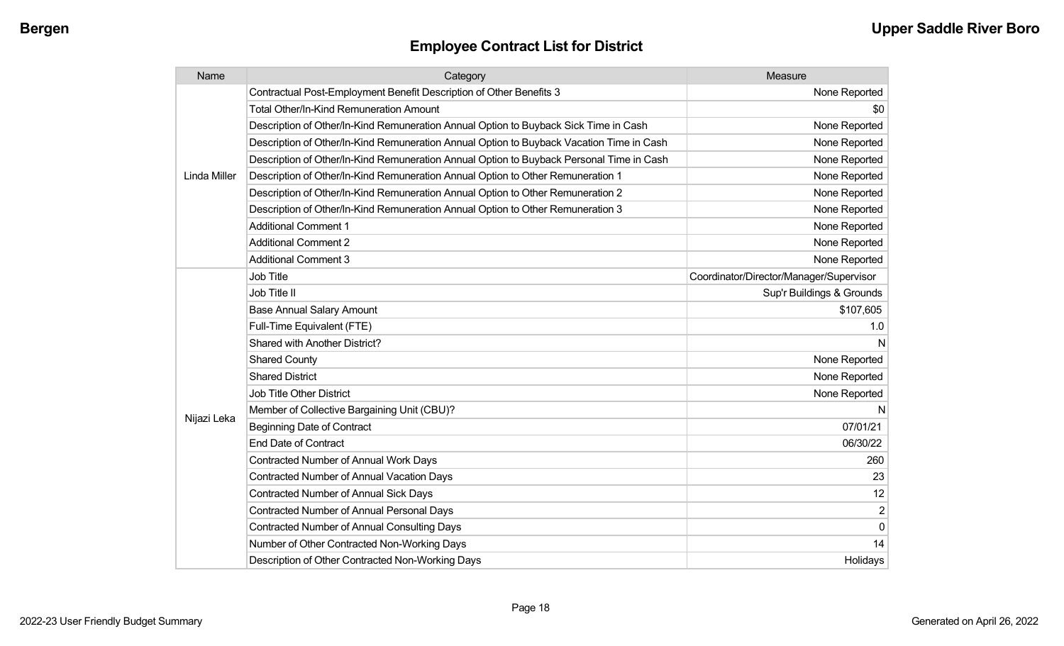## Employee Contract List for District

| Name | Category | Measure |
|---|---|---|
| Linda Miller | Contractual Post-Employment Benefit Description of Other Benefits 3 | None Reported |
| | Total Other/In-Kind Remuneration Amount | $0 |
| | Description of Other/In-Kind Remuneration Annual Option to Buyback Sick Time in Cash | None Reported |
| | Description of Other/In-Kind Remuneration Annual Option to Buyback Vacation Time in Cash | None Reported |
| | Description of Other/In-Kind Remuneration Annual Option to Buyback Personal Time in Cash | None Reported |
| | Description of Other/In-Kind Remuneration Annual Option to Other Remuneration 1 | None Reported |
| | Description of Other/In-Kind Remuneration Annual Option to Other Remuneration 2 | None Reported |
| | Description of Other/In-Kind Remuneration Annual Option to Other Remuneration 3 | None Reported |
| | Additional Comment 1 | None Reported |
| | Additional Comment 2 | None Reported |
| | Additional Comment 3 | None Reported |
| Nijazi Leka | Job Title | Coordinator/Director/Manager/Supervisor |
| | Job Title II | Sup'r Buildings & Grounds |
| | Base Annual Salary Amount | $107,605 |
| | Full-Time Equivalent (FTE) | 1.0 |
| | Shared with Another District? | N |
| | Shared County | None Reported |
| | Shared District | None Reported |
| | Job Title Other District | None Reported |
| | Member of Collective Bargaining Unit (CBU)? | N |
| | Beginning Date of Contract | 07/01/21 |
| | End Date of Contract | 06/30/22 |
| | Contracted Number of Annual Work Days | 260 |
| | Contracted Number of Annual Vacation Days | 23 |
| | Contracted Number of Annual Sick Days | 12 |
| | Contracted Number of Annual Personal Days | 2 |
| | Contracted Number of Annual Consulting Days | 0 |
| | Number of Other Contracted Non-Working Days | 14 |
| | Description of Other Contracted Non-Working Days | Holidays |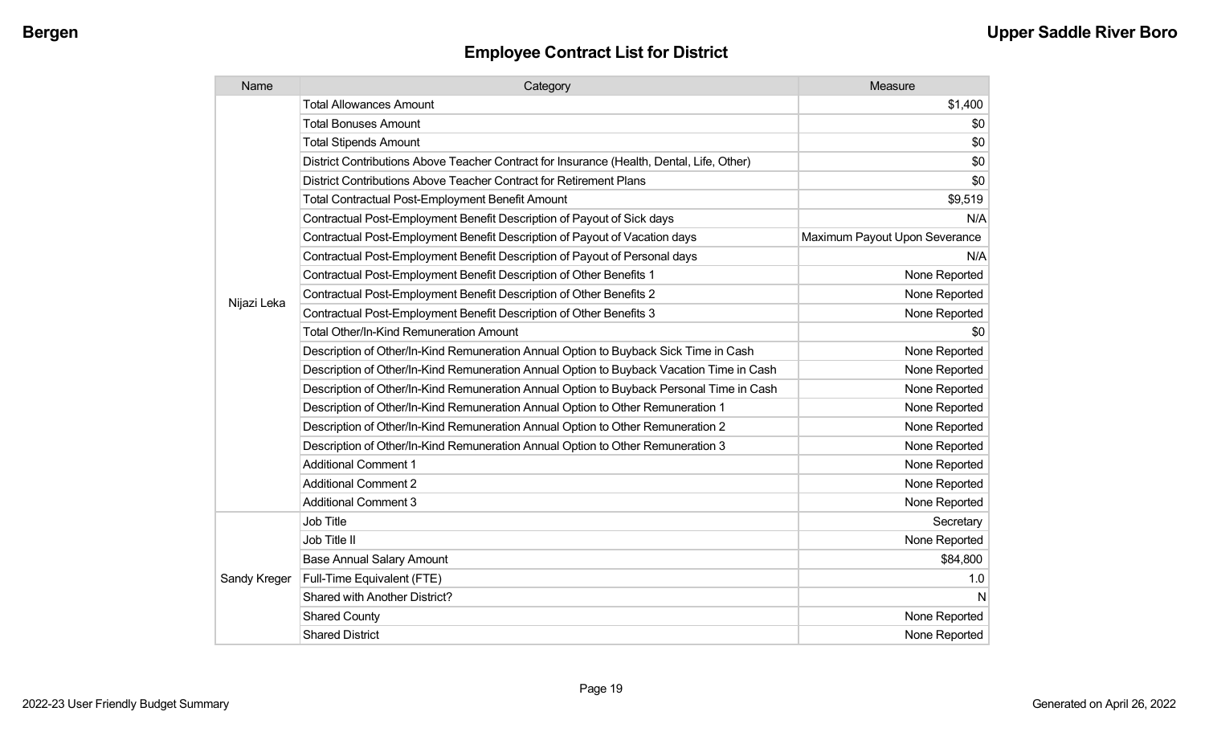## Employee Contract List for District

| Name | Category | Measure |
|---|---|---|
| Nijazi Leka | Total Allowances Amount | $1,400 |
| | Total Bonuses Amount | $0 |
| | Total Stipends Amount | $0 |
| | District Contributions Above Teacher Contract for Insurance (Health, Dental, Life, Other) | $0 |
| | District Contributions Above Teacher Contract for Retirement Plans | $0 |
| | Total Contractual Post-Employment Benefit Amount | $9,519 |
| | Contractual Post-Employment Benefit Description of Payout of Sick days | N/A |
| | Contractual Post-Employment Benefit Description of Payout of Vacation days | Maximum Payout Upon Severance |
| | Contractual Post-Employment Benefit Description of Payout of Personal days | N/A |
| | Contractual Post-Employment Benefit Description of Other Benefits 1 | None Reported |
| | Contractual Post-Employment Benefit Description of Other Benefits 2 | None Reported |
| | Contractual Post-Employment Benefit Description of Other Benefits 3 | None Reported |
| | Total Other/In-Kind Remuneration Amount | $0 |
| | Description of Other/In-Kind Remuneration Annual Option to Buyback Sick Time in Cash | None Reported |
| | Description of Other/In-Kind Remuneration Annual Option to Buyback Vacation Time in Cash | None Reported |
| | Description of Other/In-Kind Remuneration Annual Option to Buyback Personal Time in Cash | None Reported |
| | Description of Other/In-Kind Remuneration Annual Option to Other Remuneration 1 | None Reported |
| | Description of Other/In-Kind Remuneration Annual Option to Other Remuneration 2 | None Reported |
| | Description of Other/In-Kind Remuneration Annual Option to Other Remuneration 3 | None Reported |
| | Additional Comment 1 | None Reported |
| | Additional Comment 2 | None Reported |
| | Additional Comment 3 | None Reported |
| Sandy Kreger | Job Title | Secretary |
| | Job Title II | None Reported |
| | Base Annual Salary Amount | $84,800 |
| | Full-Time Equivalent (FTE) | 1.0 |
| | Shared with Another District? | N |
| | Shared County | None Reported |
| | Shared District | None Reported |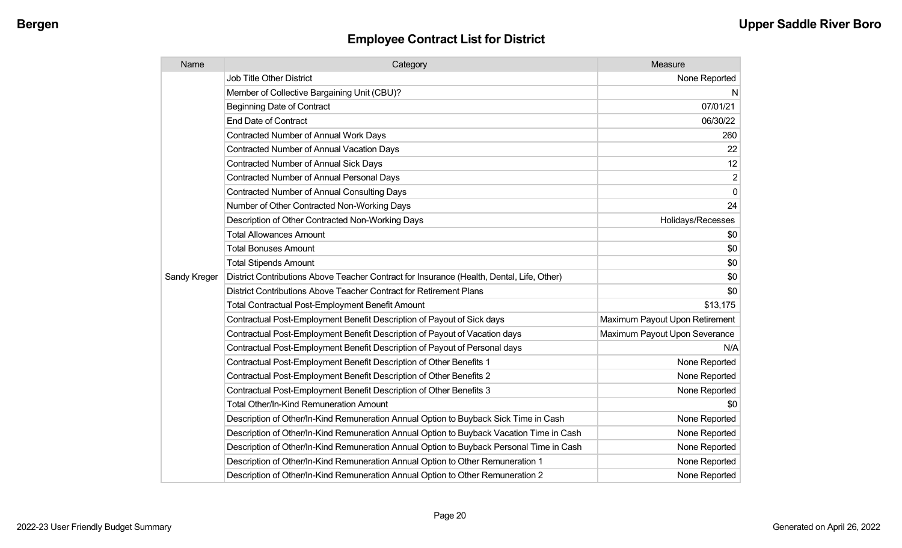## Employee Contract List for District

| Name | Category | Measure |
|---|---|---|
| Sandy Kreger | Job Title Other District | None Reported |
| | Member of Collective Bargaining Unit (CBU)? | N |
| | Beginning Date of Contract | 07/01/21 |
| | End Date of Contract | 06/30/22 |
| | Contracted Number of Annual Work Days | 260 |
| | Contracted Number of Annual Vacation Days | 22 |
| | Contracted Number of Annual Sick Days | 12 |
| | Contracted Number of Annual Personal Days | 2 |
| | Contracted Number of Annual Consulting Days | 0 |
| | Number of Other Contracted Non-Working Days | 24 |
| | Description of Other Contracted Non-Working Days | Holidays/Recesses |
| | Total Allowances Amount | $0 |
| | Total Bonuses Amount | $0 |
| | Total Stipends Amount | $0 |
| | District Contributions Above Teacher Contract for Insurance (Health, Dental, Life, Other) | $0 |
| | District Contributions Above Teacher Contract for Retirement Plans | $0 |
| | Total Contractual Post-Employment Benefit Amount | $13,175 |
| | Contractual Post-Employment Benefit Description of Payout of Sick days | Maximum Payout Upon Retirement |
| | Contractual Post-Employment Benefit Description of Payout of Vacation days | Maximum Payout Upon Severance |
| | Contractual Post-Employment Benefit Description of Payout of Personal days | N/A |
| | Contractual Post-Employment Benefit Description of Other Benefits 1 | None Reported |
| | Contractual Post-Employment Benefit Description of Other Benefits 2 | None Reported |
| | Contractual Post-Employment Benefit Description of Other Benefits 3 | None Reported |
| | Total Other/In-Kind Remuneration Amount | $0 |
| | Description of Other/In-Kind Remuneration Annual Option to Buyback Sick Time in Cash | None Reported |
| | Description of Other/In-Kind Remuneration Annual Option to Buyback Vacation Time in Cash | None Reported |
| | Description of Other/In-Kind Remuneration Annual Option to Buyback Personal Time in Cash | None Reported |
| | Description of Other/In-Kind Remuneration Annual Option to Other Remuneration 1 | None Reported |
| | Description of Other/In-Kind Remuneration Annual Option to Other Remuneration 2 | None Reported |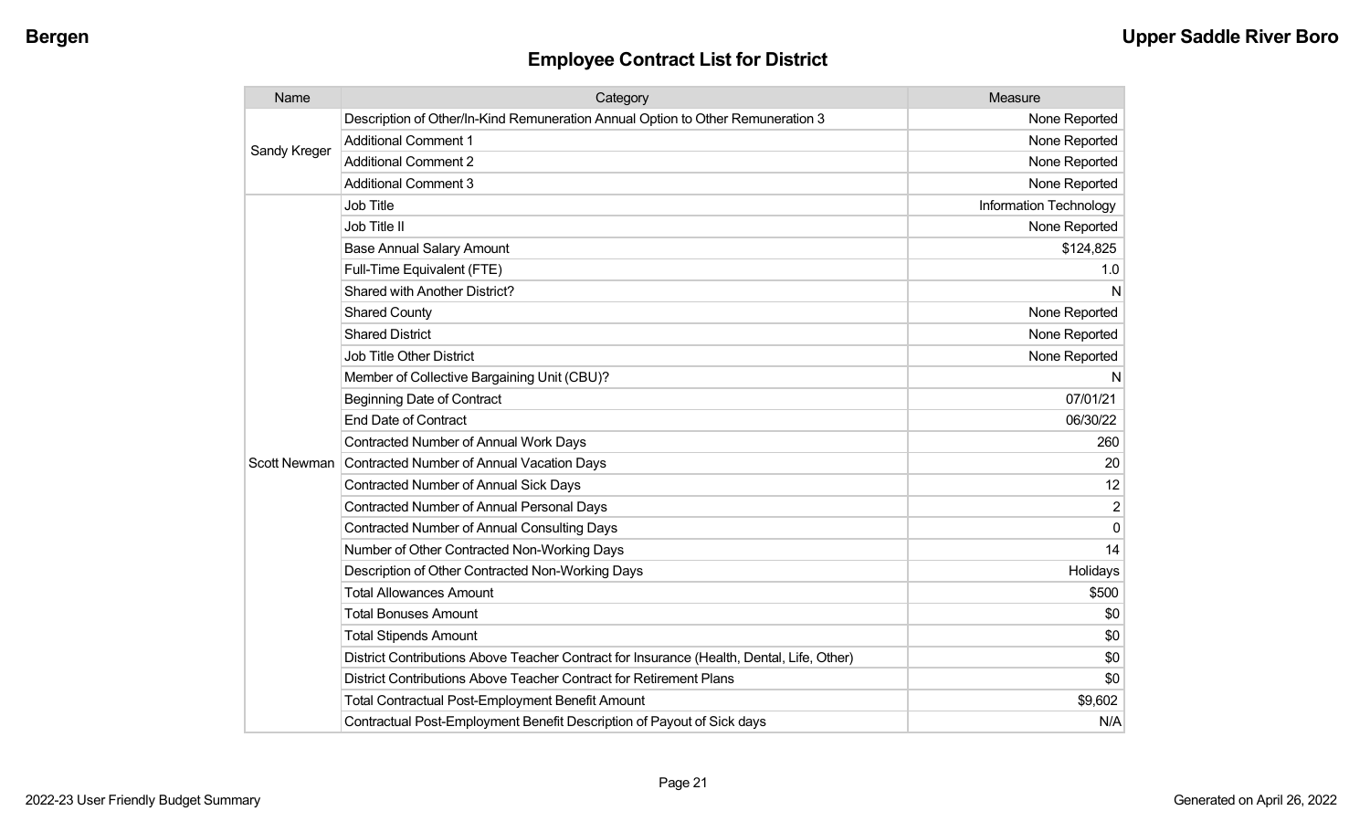## Employee Contract List for District

| Name | Category | Measure |
| --- | --- | --- |
| Sandy Kreger | Description of Other/In-Kind Remuneration Annual Option to Other Remuneration 3 | None Reported |
| | Additional Comment 1 | None Reported |
| | Additional Comment 2 | None Reported |
| | Additional Comment 3 | None Reported |
| Scott Newman | Job Title | Information Technology |
| | Job Title II | None Reported |
| | Base Annual Salary Amount | $124,825 |
| | Full-Time Equivalent (FTE) | 1.0 |
| | Shared with Another District? | N |
| | Shared County | None Reported |
| | Shared District | None Reported |
| | Job Title Other District | None Reported |
| | Member of Collective Bargaining Unit (CBU)? | N |
| | Beginning Date of Contract | 07/01/21 |
| | End Date of Contract | 06/30/22 |
| | Contracted Number of Annual Work Days | 260 |
| | Contracted Number of Annual Vacation Days | 20 |
| | Contracted Number of Annual Sick Days | 12 |
| | Contracted Number of Annual Personal Days | 2 |
| | Contracted Number of Annual Consulting Days | 0 |
| | Number of Other Contracted Non-Working Days | 14 |
| | Description of Other Contracted Non-Working Days | Holidays |
| | Total Allowances Amount | $500 |
| | Total Bonuses Amount | $0 |
| | Total Stipends Amount | $0 |
| | District Contributions Above Teacher Contract for Insurance (Health, Dental, Life, Other) | $0 |
| | District Contributions Above Teacher Contract for Retirement Plans | $0 |
| | Total Contractual Post-Employment Benefit Amount | $9,602 |
| | Contractual Post-Employment Benefit Description of Payout of Sick days | N/A |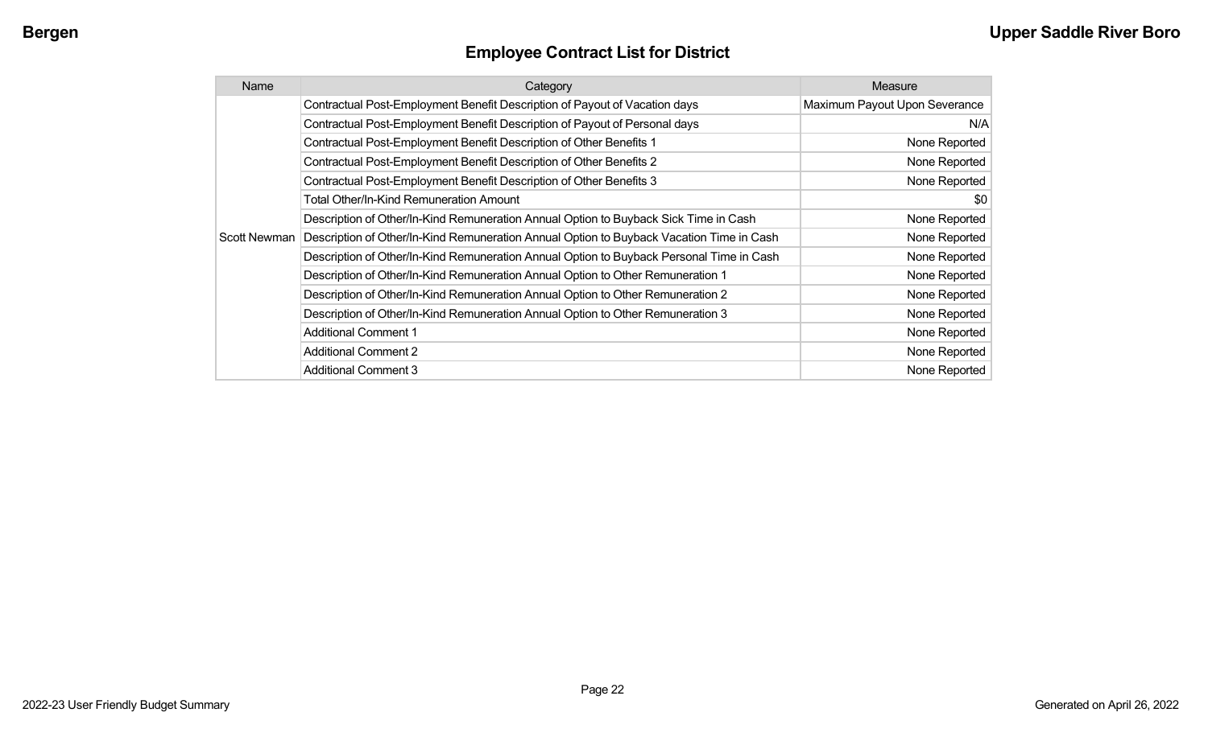## Employee Contract List for District

| Name | Category | Measure |
|---|---|---|
| Scott Newman | Contractual Post-Employment Benefit Description of Payout of Vacation days | Maximum Payout Upon Severance |
| | Contractual Post-Employment Benefit Description of Payout of Personal days | N/A |
| | Contractual Post-Employment Benefit Description of Other Benefits 1 | None Reported |
| | Contractual Post-Employment Benefit Description of Other Benefits 2 | None Reported |
| | Contractual Post-Employment Benefit Description of Other Benefits 3 | None Reported |
| | Total Other/In-Kind Remuneration Amount | $0 |
| | Description of Other/In-Kind Remuneration Annual Option to Buyback Sick Time in Cash | None Reported |
| | Description of Other/In-Kind Remuneration Annual Option to Buyback Vacation Time in Cash | None Reported |
| | Description of Other/In-Kind Remuneration Annual Option to Buyback Personal Time in Cash | None Reported |
| | Description of Other/In-Kind Remuneration Annual Option to Other Remuneration 1 | None Reported |
| | Description of Other/In-Kind Remuneration Annual Option to Other Remuneration 2 | None Reported |
| | Description of Other/In-Kind Remuneration Annual Option to Other Remuneration 3 | None Reported |
| | Additional Comment 1 | None Reported |
| | Additional Comment 2 | None Reported |
| | Additional Comment 3 | None Reported |